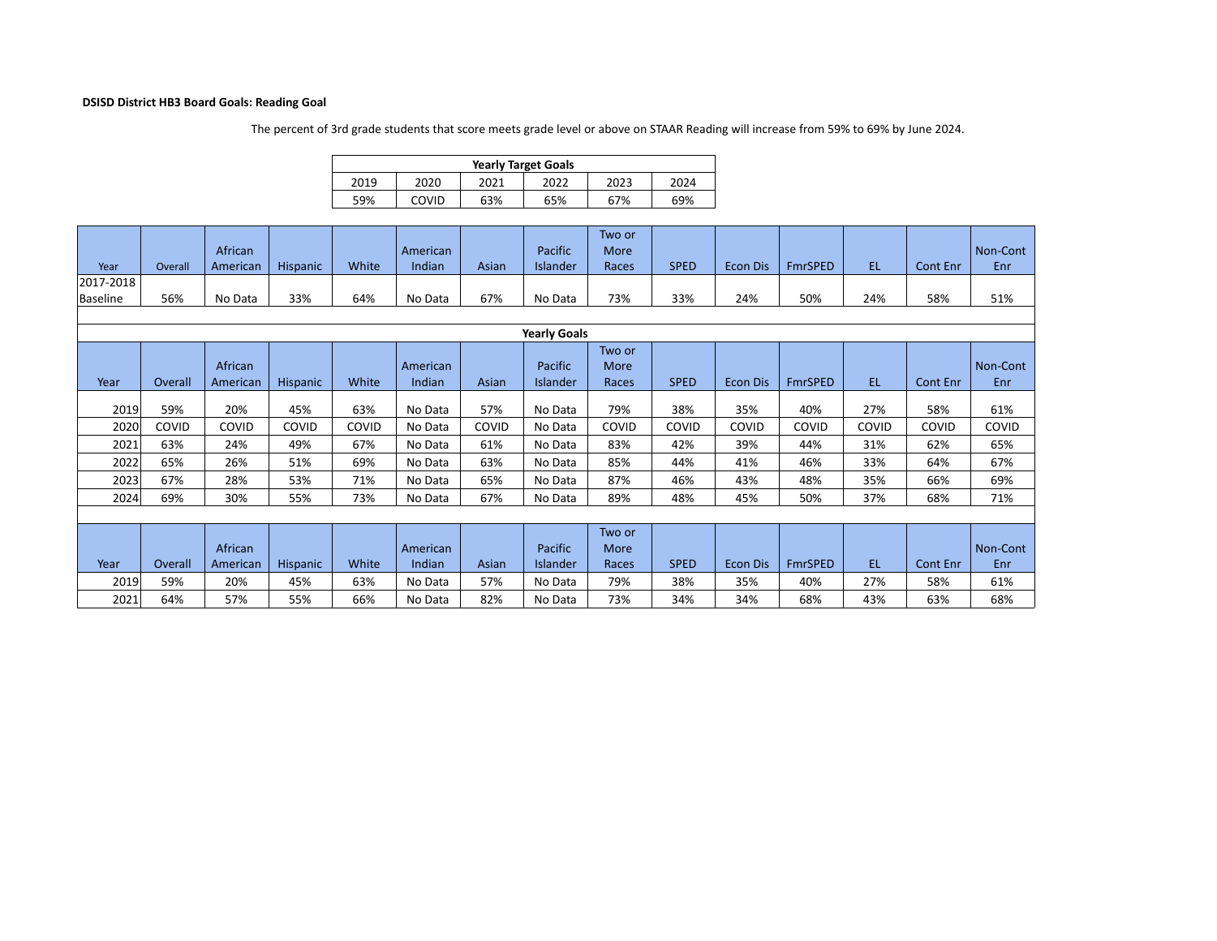**DSISD District HB3 Board Goals: Reading Goal**

The percent of 3rd grade students that score meets grade level or above on STAAR Reading will increase from 59% to 69% by June 2024.

| Yearly Target Goals | | | | | |
|---|---|---|---|---|---|
| 2019 | 2020 | 2021 | 2022 | 2023 | 2024 |
| 59% | COVID | 63% | 65% | 67% | 69% |

| Year | Overall | African American | Hispanic | White | American Indian | Asian | Pacific Islander | Two or More Races | SPED | Econ Dis | FmrSPED | EL | Cont Enr | Non-Cont Enr |
|---|---|---|---|---|---|---|---|---|---|---|---|---|---|---|
| 2017-2018 Baseline | 56% | No Data | 33% | 64% | No Data | 67% | No Data | 73% | 33% | 24% | 50% | 24% | 58% | 51% |

**Yearly Goals**

| Year | Overall | African American | Hispanic | White | American Indian | Asian | Pacific Islander | Two or More Races | SPED | Econ Dis | FmrSPED | EL | Cont Enr | Non-Cont Enr |
|---|---|---|---|---|---|---|---|---|---|---|---|---|---|---|
| 2019 | 59% | 20% | 45% | 63% | No Data | 57% | No Data | 79% | 38% | 35% | 40% | 27% | 58% | 61% |
| 2020 | COVID | COVID | COVID | COVID | No Data | COVID | No Data | COVID | COVID | COVID | COVID | COVID | COVID | COVID |
| 2021 | 63% | 24% | 49% | 67% | No Data | 61% | No Data | 83% | 42% | 39% | 44% | 31% | 62% | 65% |
| 2022 | 65% | 26% | 51% | 69% | No Data | 63% | No Data | 85% | 44% | 41% | 46% | 33% | 64% | 67% |
| 2023 | 67% | 28% | 53% | 71% | No Data | 65% | No Data | 87% | 46% | 43% | 48% | 35% | 66% | 69% |
| 2024 | 69% | 30% | 55% | 73% | No Data | 67% | No Data | 89% | 48% | 45% | 50% | 37% | 68% | 71% |

| Year | Overall | African American | Hispanic | White | American Indian | Asian | Pacific Islander | Two or More Races | SPED | Econ Dis | FmrSPED | EL | Cont Enr | Non-Cont Enr |
|---|---|---|---|---|---|---|---|---|---|---|---|---|---|---|
| 2019 | 59% | 20% | 45% | 63% | No Data | 57% | No Data | 79% | 38% | 35% | 40% | 27% | 58% | 61% |
| 2021 | 64% | 57% | 55% | 66% | No Data | 82% | No Data | 73% | 34% | 34% | 68% | 43% | 63% | 68% |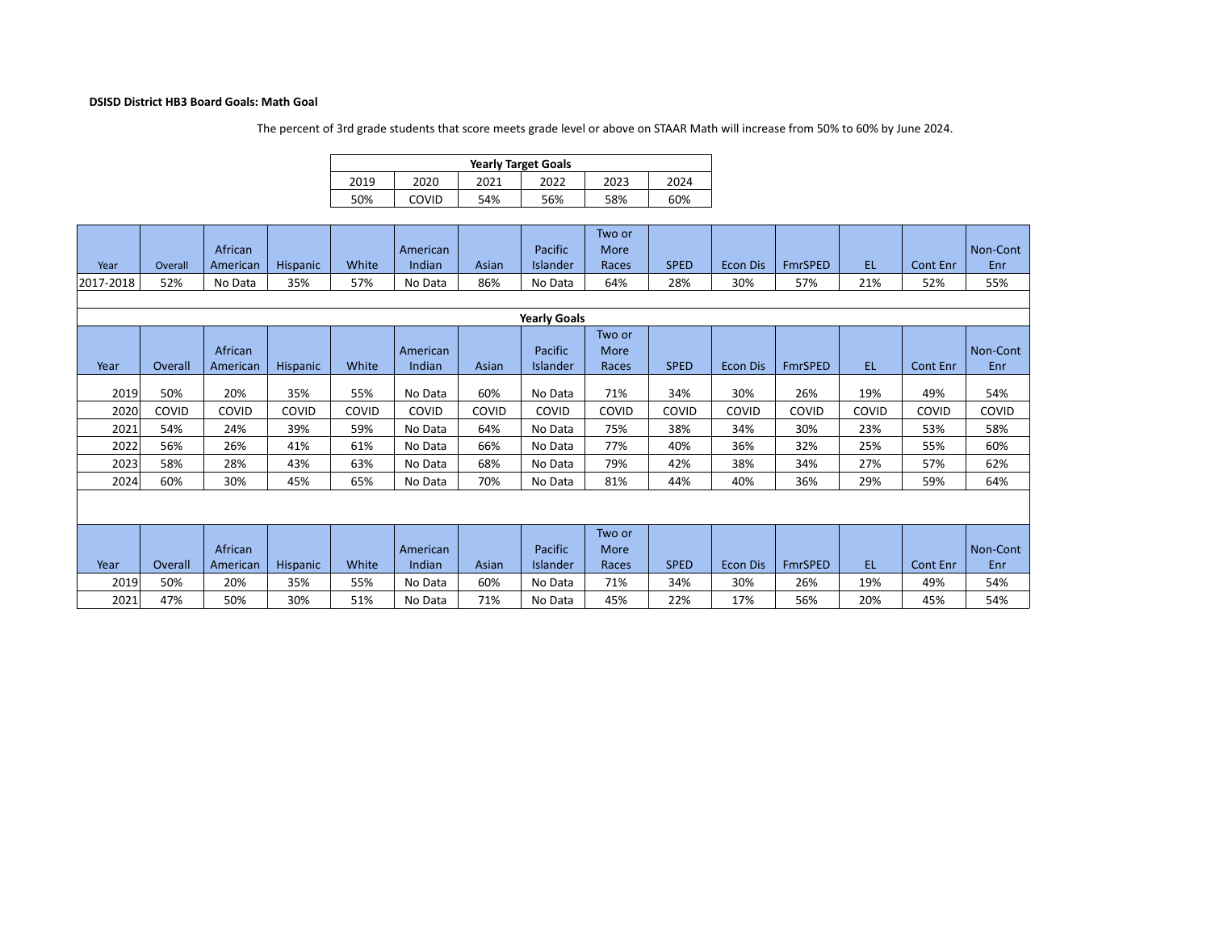**DSISD District HB3 Board Goals: Math Goal**

The percent of 3rd grade students that score meets grade level or above on STAAR Math will increase from 50% to 60% by June 2024.

| Yearly Target Goals | | | | | |
|---|---|---|---|---|---|
| 2019 | 2020 | 2021 | 2022 | 2023 | 2024 |
| 50% | COVID | 54% | 56% | 58% | 60% |

| Year | Overall | African American | Hispanic | White | American Indian | Asian | Pacific Islander | Two or More Races | SPED | Econ Dis | FmrSPED | EL | Cont Enr | Non-Cont Enr |
|---|---|---|---|---|---|---|---|---|---|---|---|---|---|---|
| 2017-2018 | 52% | No Data | 35% | 57% | No Data | 86% | No Data | 64% | 28% | 30% | 57% | 21% | 52% | 55% |

**Yearly Goals**

| Year | Overall | African American | Hispanic | White | American Indian | Asian | Pacific Islander | Two or More Races | SPED | Econ Dis | FmrSPED | EL | Cont Enr | Non-Cont Enr |
|---|---|---|---|---|---|---|---|---|---|---|---|---|---|---|
| 2019 | 50% | 20% | 35% | 55% | No Data | 60% | No Data | 71% | 34% | 30% | 26% | 19% | 49% | 54% |
| 2020 | COVID | COVID | COVID | COVID | COVID | COVID | COVID | COVID | COVID | COVID | COVID | COVID | COVID | COVID |
| 2021 | 54% | 24% | 39% | 59% | No Data | 64% | No Data | 75% | 38% | 34% | 30% | 23% | 53% | 58% |
| 2022 | 56% | 26% | 41% | 61% | No Data | 66% | No Data | 77% | 40% | 36% | 32% | 25% | 55% | 60% |
| 2023 | 58% | 28% | 43% | 63% | No Data | 68% | No Data | 79% | 42% | 38% | 34% | 27% | 57% | 62% |
| 2024 | 60% | 30% | 45% | 65% | No Data | 70% | No Data | 81% | 44% | 40% | 36% | 29% | 59% | 64% |

| Year | Overall | African American | Hispanic | White | American Indian | Asian | Pacific Islander | Two or More Races | SPED | Econ Dis | FmrSPED | EL | Cont Enr | Non-Cont Enr |
|---|---|---|---|---|---|---|---|---|---|---|---|---|---|---|
| 2019 | 50% | 20% | 35% | 55% | No Data | 60% | No Data | 71% | 34% | 30% | 26% | 19% | 49% | 54% |
| 2021 | 47% | 50% | 30% | 51% | No Data | 71% | No Data | 45% | 22% | 17% | 56% | 20% | 45% | 54% |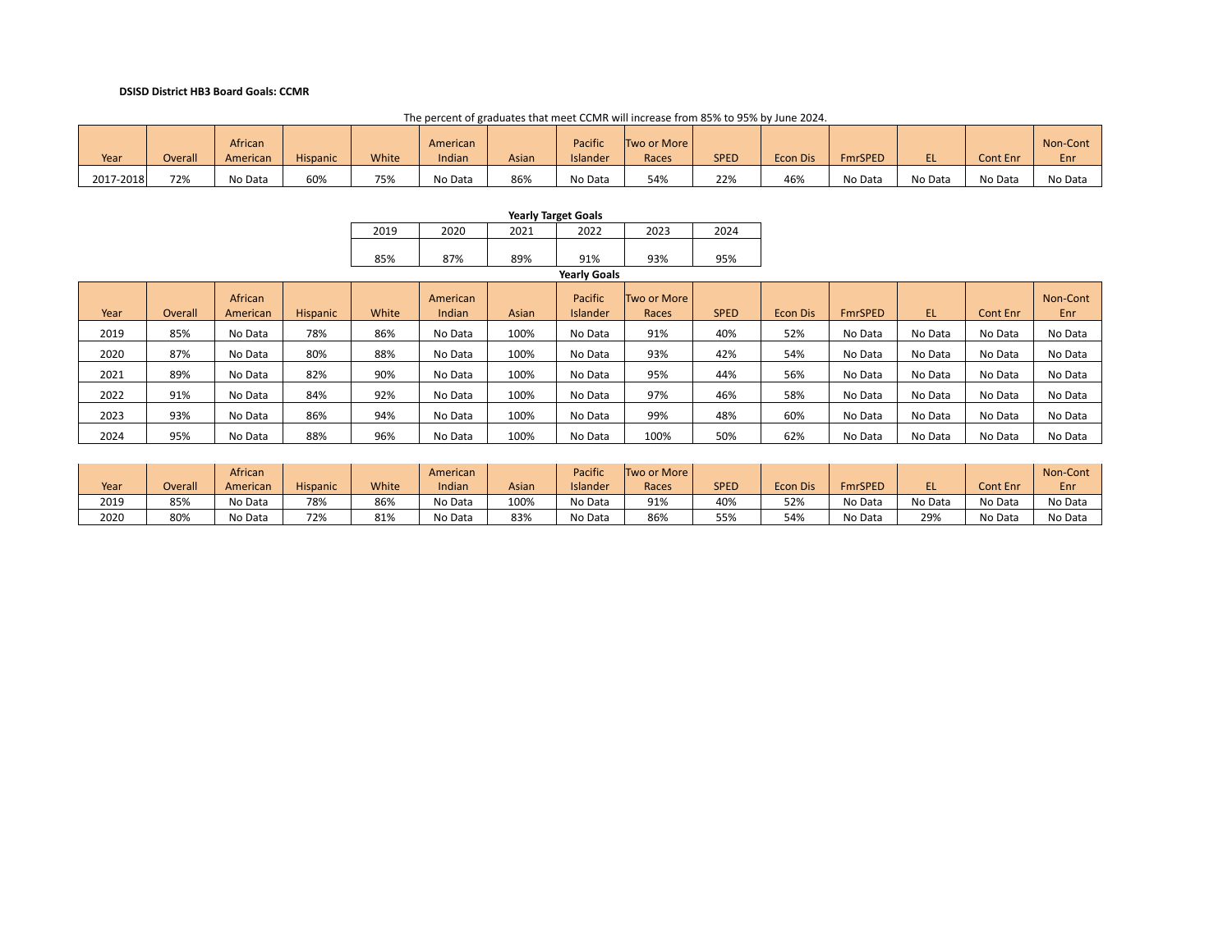**DSISD District HB3 Board Goals: CCMR**

The percent of graduates that meet CCMR will increase from 85% to 95% by June 2024.

| Year | Overall | African American | Hispanic | White | American Indian | Asian | Pacific Islander | Two or More Races | SPED | Econ Dis | FmrSPED | EL | Cont Enr | Non-Cont Enr |
|---|---|---|---|---|---|---|---|---|---|---|---|---|---|---|
| 2017-2018 | 72% | No Data | 60% | 75% | No Data | 86% | No Data | 54% | 22% | 46% | No Data | No Data | No Data | No Data |

**Yearly Target Goals**

| 2019 | 2020 | 2021 | 2022 | 2023 | 2024 |
|---|---|---|---|---|---|
| 85% | 87% | 89% | 91% | 93% | 95% |

**Yearly Goals**

| Year | Overall | African American | Hispanic | White | American Indian | Asian | Pacific Islander | Two or More Races | SPED | Econ Dis | FmrSPED | EL | Cont Enr | Non-Cont Enr |
|---|---|---|---|---|---|---|---|---|---|---|---|---|---|---|
| 2019 | 85% | No Data | 78% | 86% | No Data | 100% | No Data | 91% | 40% | 52% | No Data | No Data | No Data | No Data |
| 2020 | 87% | No Data | 80% | 88% | No Data | 100% | No Data | 93% | 42% | 54% | No Data | No Data | No Data | No Data |
| 2021 | 89% | No Data | 82% | 90% | No Data | 100% | No Data | 95% | 44% | 56% | No Data | No Data | No Data | No Data |
| 2022 | 91% | No Data | 84% | 92% | No Data | 100% | No Data | 97% | 46% | 58% | No Data | No Data | No Data | No Data |
| 2023 | 93% | No Data | 86% | 94% | No Data | 100% | No Data | 99% | 48% | 60% | No Data | No Data | No Data | No Data |
| 2024 | 95% | No Data | 88% | 96% | No Data | 100% | No Data | 100% | 50% | 62% | No Data | No Data | No Data | No Data |

| Year | Overall | African American | Hispanic | White | American Indian | Asian | Pacific Islander | Two or More Races | SPED | Econ Dis | FmrSPED | EL | Cont Enr | Non-Cont Enr |
|---|---|---|---|---|---|---|---|---|---|---|---|---|---|---|
| 2019 | 85% | No Data | 78% | 86% | No Data | 100% | No Data | 91% | 40% | 52% | No Data | No Data | No Data | No Data |
| 2020 | 80% | No Data | 72% | 81% | No Data | 83% | No Data | 86% | 55% | 54% | No Data | 29% | No Data | No Data |